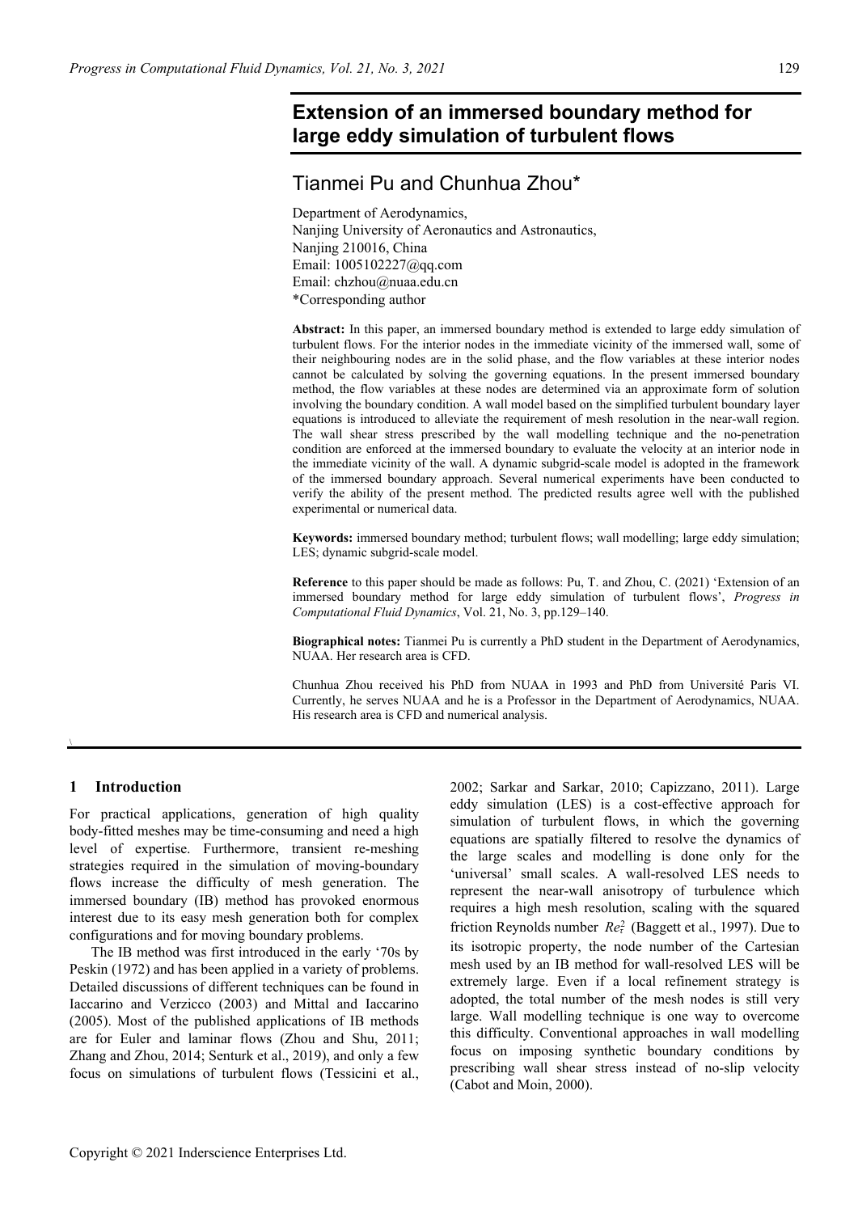# Extension of an immersed boundary method for large eddy simulation of turbulent flows

## Tianmei Pu and Chunhua Zhou*

Department of Aerodynamics,
Nanjing University of Aeronautics and Astronautics,
Nanjing 210016, China
Email: 1005102227@qq.com
Email: chzhou@nuaa.edu.cn
*Corresponding author

**Abstract:** In this paper, an immersed boundary method is extended to large eddy simulation of turbulent flows. For the interior nodes in the immediate vicinity of the immersed wall, some of their neighbouring nodes are in the solid phase, and the flow variables at these interior nodes cannot be calculated by solving the governing equations. In the present immersed boundary method, the flow variables at these nodes are determined via an approximate form of solution involving the boundary condition. A wall model based on the simplified turbulent boundary layer equations is introduced to alleviate the requirement of mesh resolution in the near-wall region. The wall shear stress prescribed by the wall modelling technique and the no-penetration condition are enforced at the immersed boundary to evaluate the velocity at an interior node in the immediate vicinity of the wall. A dynamic subgrid-scale model is adopted in the framework of the immersed boundary approach. Several numerical experiments have been conducted to verify the ability of the present method. The predicted results agree well with the published experimental or numerical data.

**Keywords:** immersed boundary method; turbulent flows; wall modelling; large eddy simulation; LES; dynamic subgrid-scale model.

**Reference** to this paper should be made as follows: Pu, T. and Zhou, C. (2021) 'Extension of an immersed boundary method for large eddy simulation of turbulent flows', *Progress in Computational Fluid Dynamics*, Vol. 21, No. 3, pp.129–140.

**Biographical notes:** Tianmei Pu is currently a PhD student in the Department of Aerodynamics, NUAA. Her research area is CFD.

Chunhua Zhou received his PhD from NUAA in 1993 and PhD from Université Paris VI. Currently, he serves NUAA and he is a Professor in the Department of Aerodynamics, NUAA. His research area is CFD and numerical analysis.

## 1 Introduction

For practical applications, generation of high quality body-fitted meshes may be time-consuming and need a high level of expertise. Furthermore, transient re-meshing strategies required in the simulation of moving-boundary flows increase the difficulty of mesh generation. The immersed boundary (IB) method has provoked enormous interest due to its easy mesh generation both for complex configurations and for moving boundary problems.

The IB method was first introduced in the early '70s by Peskin (1972) and has been applied in a variety of problems. Detailed discussions of different techniques can be found in Iaccarino and Verzicco (2003) and Mittal and Iaccarino (2005). Most of the published applications of IB methods are for Euler and laminar flows (Zhou and Shu, 2011; Zhang and Zhou, 2014; Senturk et al., 2019), and only a few focus on simulations of turbulent flows (Tessicini et al., 2002; Sarkar and Sarkar, 2010; Capizzano, 2011). Large eddy simulation (LES) is a cost-effective approach for simulation of turbulent flows, in which the governing equations are spatially filtered to resolve the dynamics of the large scales and modelling is done only for the 'universal' small scales. A wall-resolved LES needs to represent the near-wall anisotropy of turbulence which requires a high mesh resolution, scaling with the squared friction Reynolds number $Re_\tau^2$ (Baggett et al., 1997). Due to its isotropic property, the node number of the Cartesian mesh used by an IB method for wall-resolved LES will be extremely large. Even if a local refinement strategy is adopted, the total number of the mesh nodes is still very large. Wall modelling technique is one way to overcome this difficulty. Conventional approaches in wall modelling focus on imposing synthetic boundary conditions by prescribing wall shear stress instead of no-slip velocity (Cabot and Moin, 2000).

Copyright © 2021 Inderscience Enterprises Ltd.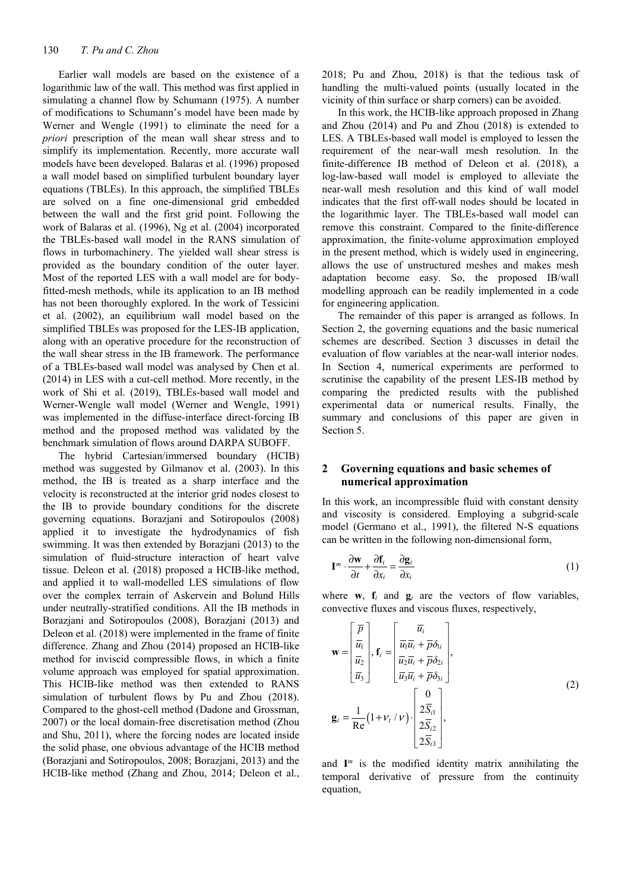Earlier wall models are based on the existence of a logarithmic law of the wall. This method was first applied in simulating a channel flow by Schumann (1975). A number of modifications to Schumann's model have been made by Werner and Wengle (1991) to eliminate the need for a *priori* prescription of the mean wall shear stress and to simplify its implementation. Recently, more accurate wall models have been developed. Balaras et al. (1996) proposed a wall model based on simplified turbulent boundary layer equations (TBLEs). In this approach, the simplified TBLEs are solved on a fine one-dimensional grid embedded between the wall and the first grid point. Following the work of Balaras et al. (1996), Ng et al. (2004) incorporated the TBLEs-based wall model in the RANS simulation of flows in turbomachinery. The yielded wall shear stress is provided as the boundary condition of the outer layer. Most of the reported LES with a wall model are for body-fitted-mesh methods, while its application to an IB method has not been thoroughly explored. In the work of Tessicini et al. (2002), an equilibrium wall model based on the simplified TBLEs was proposed for the LES-IB application, along with an operative procedure for the reconstruction of the wall shear stress in the IB framework. The performance of a TBLEs-based wall model was analysed by Chen et al. (2014) in LES with a cut-cell method. More recently, in the work of Shi et al. (2019), TBLEs-based wall model and Werner-Wengle wall model (Werner and Wengle, 1991) was implemented in the diffuse-interface direct-forcing IB method and the proposed method was validated by the benchmark simulation of flows around DARPA SUBOFF.

The hybrid Cartesian/immersed boundary (HCIB) method was suggested by Gilmanov et al. (2003). In this method, the IB is treated as a sharp interface and the velocity is reconstructed at the interior grid nodes closest to the IB to provide boundary conditions for the discrete governing equations. Borazjani and Sotiropoulos (2008) applied it to investigate the hydrodynamics of fish swimming. It was then extended by Borazjani (2013) to the simulation of fluid-structure interaction of heart valve tissue. Deleon et al. (2018) proposed a HCIB-like method, and applied it to wall-modelled LES simulations of flow over the complex terrain of Askervein and Bolund Hills under neutrally-stratified conditions. All the IB methods in Borazjani and Sotiropoulos (2008), Borazjani (2013) and Deleon et al. (2018) were implemented in the frame of finite difference. Zhang and Zhou (2014) proposed an HCIB-like method for inviscid compressible flows, in which a finite volume approach was employed for spatial approximation. This HCIB-like method was then extended to RANS simulation of turbulent flows by Pu and Zhou (2018). Compared to the ghost-cell method (Dadone and Grossman, 2007) or the local domain-free discretisation method (Zhou and Shu, 2011), where the forcing nodes are located inside the solid phase, one obvious advantage of the HCIB method (Borazjani and Sotiropoulos, 2008; Borazjani, 2013) and the HCIB-like method (Zhang and Zhou, 2014; Deleon et al., 2018; Pu and Zhou, 2018) is that the tedious task of handling the multi-valued points (usually located in the vicinity of thin surface or sharp corners) can be avoided.

In this work, the HCIB-like approach proposed in Zhang and Zhou (2014) and Pu and Zhou (2018) is extended to LES. A TBLEs-based wall model is employed to lessen the requirement of the near-wall mesh resolution. In the finite-difference IB method of Deleon et al. (2018), a log-law-based wall model is employed to alleviate the near-wall mesh resolution and this kind of wall model indicates that the first off-wall nodes should be located in the logarithmic layer. The TBLEs-based wall model can remove this constraint. Compared to the finite-difference approximation, the finite-volume approximation employed in the present method, which is widely used in engineering, allows the use of unstructured meshes and makes mesh adaptation become easy. So, the proposed IB/wall modelling approach can be readily implemented in a code for engineering application.

The remainder of this paper is arranged as follows. In Section 2, the governing equations and the basic numerical schemes are described. Section 3 discusses in detail the evaluation of flow variables at the near-wall interior nodes. In Section 4, numerical experiments are performed to scrutinise the capability of the present LES-IB method by comparing the predicted results with the published experimental data or numerical results. Finally, the summary and conclusions of this paper are given in Section 5.

## 2 Governing equations and basic schemes of numerical approximation

In this work, an incompressible fluid with constant density and viscosity is considered. Employing a subgrid-scale model (Germano et al., 1991), the filtered N-S equations can be written in the following non-dimensional form,

$$\mathbf{I}^m \cdot \frac{\partial \mathbf{w}}{\partial t} + \frac{\partial \mathbf{f}_i}{\partial x_i} = \frac{\partial \mathbf{g}_i}{\partial x_i} \tag{1}$$

where $\mathbf{w}$, $\mathbf{f}_i$ and $\mathbf{g}_i$ are the vectors of flow variables, convective fluxes and viscous fluxes, respectively,

$$\mathbf{w} = \begin{bmatrix} \overline{p} \\ \overline{u}_1 \\ \overline{u}_2 \\ \overline{u}_3 \end{bmatrix}, \mathbf{f}_i = \begin{bmatrix} \overline{u}_i \\ \overline{u}_1\overline{u}_i + \overline{p}\delta_{1i} \\ \overline{u}_2\overline{u}_i + \overline{p}\delta_{2i} \\ \overline{u}_3\overline{u}_i + \overline{p}\delta_{3i} \end{bmatrix},$$
$$\mathbf{g}_i = \frac{1}{\mathrm{Re}}\left(1 + \nu_t / \nu\right) \cdot \begin{bmatrix} 0 \\ 2\overline{S}_{i1} \\ 2\overline{S}_{i2} \\ 2\overline{S}_{i3} \end{bmatrix}, \tag{2}$$

and $\mathbf{I}^m$ is the modified identity matrix annihilating the temporal derivative of pressure from the continuity equation,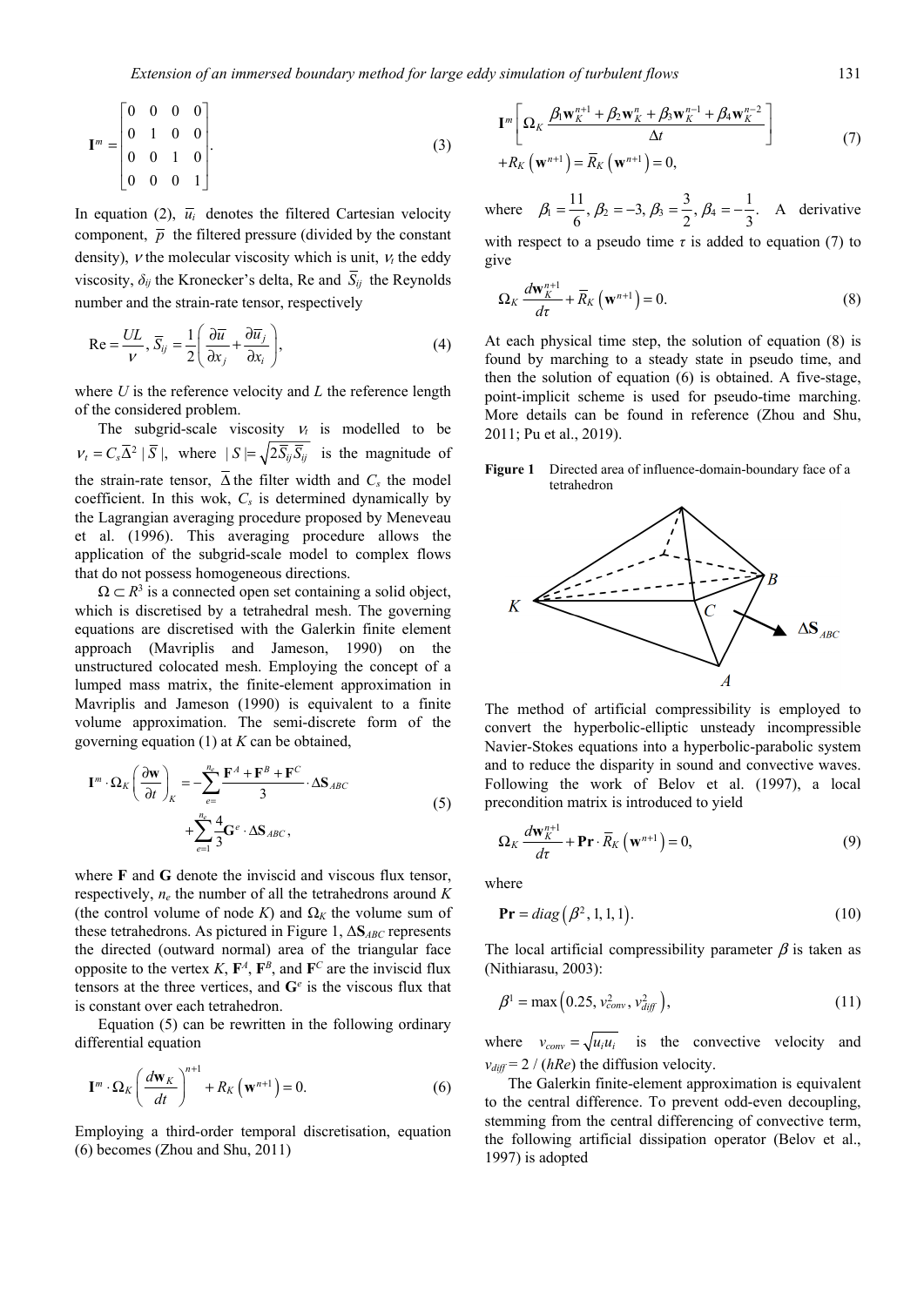$$
\mathbf{I}^m = \begin{bmatrix} 0 & 0 & 0 & 0 \\ 0 & 1 & 0 & 0 \\ 0 & 0 & 1 & 0 \\ 0 & 0 & 0 & 1 \end{bmatrix}. \tag{3}
$$

In equation (2), $\overline{u}_i$ denotes the filtered Cartesian velocity component, $\overline{p}$ the filtered pressure (divided by the constant density), $\nu$ the molecular viscosity which is unit, $\nu_t$ the eddy viscosity, $\delta_{ij}$ the Kronecker's delta, Re and $\overline{S}_{ij}$ the Reynolds number and the strain-rate tensor, respectively

$$
\text{Re} = \frac{UL}{\nu},\ \overline{S}_{ij} = \frac{1}{2}\left(\frac{\partial \overline{u}}{\partial x_j} + \frac{\partial \overline{u}_j}{\partial x_i}\right), \tag{4}
$$

where $U$ is the reference velocity and $L$ the reference length of the considered problem.

The subgrid-scale viscosity $\nu_t$ is modelled to be $\nu_t = C_s \Delta^2 |\, \overline{S}\,|$, where $|\,S\,| = \sqrt{2\overline{S}_{ij}\overline{S}_{ij}}$ is the magnitude of the strain-rate tensor, $\Delta$ the filter width and $C_s$ the model coefficient. In this wok, $C_s$ is determined dynamically by the Lagrangian averaging procedure proposed by Meneveau et al. (1996). This averaging procedure allows the application of the subgrid-scale model to complex flows that do not possess homogeneous directions.

$\Omega \subset R^3$ is a connected open set containing a solid object, which is discretised by a tetrahedral mesh. The governing equations are discretised with the Galerkin finite element approach (Mavriplis and Jameson, 1990) on the unstructured colocated mesh. Employing the concept of a lumped mass matrix, the finite-element approximation in Mavriplis and Jameson (1990) is equivalent to a finite volume approximation. The semi-discrete form of the governing equation (1) at $K$ can be obtained,

$$
\mathbf{I}^m \cdot \Omega_K \left(\frac{\partial \mathbf{w}}{\partial t}\right)_K = -\sum_{e=}^{n_e} \frac{\mathbf{F}^A + \mathbf{F}^B + \mathbf{F}^C}{3} \cdot \Delta \mathbf{S}_{ABC} + \sum_{e=1}^{n_e} \frac{4}{3} \mathbf{G}^e \cdot \Delta \mathbf{S}_{ABC}, \tag{5}
$$

where $\mathbf{F}$ and $\mathbf{G}$ denote the inviscid and viscous flux tensor, respectively, $n_e$ the number of all the tetrahedrons around $K$ (the control volume of node $K$) and $\Omega_K$ the volume sum of these tetrahedrons. As pictured in Figure 1, $\Delta \mathbf{S}_{ABC}$ represents the directed (outward normal) area of the triangular face opposite to the vertex $K$, $\mathbf{F}^A$, $\mathbf{F}^B$, and $\mathbf{F}^C$ are the inviscid flux tensors at the three vertices, and $\mathbf{G}^e$ is the viscous flux that is constant over each tetrahedron.

Equation (5) can be rewritten in the following ordinary differential equation

$$
\mathbf{I}^m \cdot \Omega_K \left(\frac{d\mathbf{w}_K}{dt}\right)^{n+1} + R_K\left(\mathbf{w}^{n+1}\right) = 0. \tag{6}
$$

Employing a third-order temporal discretisation, equation (6) becomes (Zhou and Shu, 2011)

$$
\mathbf{I}^m \left[\Omega_K \frac{\beta_1 \mathbf{w}_K^{n+1} + \beta_2 \mathbf{w}_K^{n} + \beta_3 \mathbf{w}_K^{n-1} + \beta_4 \mathbf{w}_K^{n-2}}{\Delta t}\right] + R_K\left(\mathbf{w}^{n+1}\right) = \overline{R}_K\left(\mathbf{w}^{n+1}\right) = 0, \tag{7}
$$

where $\beta_1 = \frac{11}{6}, \beta_2 = -3, \beta_3 = \frac{3}{2}, \beta_4 = -\frac{1}{3}$. A derivative with respect to a pseudo time $\tau$ is added to equation (7) to give

$$
\Omega_K \frac{d\mathbf{w}_K^{n+1}}{d\tau} + \overline{R}_K\left(\mathbf{w}^{n+1}\right) = 0. \tag{8}
$$

At each physical time step, the solution of equation (8) is found by marching to a steady state in pseudo time, and then the solution of equation (6) is obtained. A five-stage, point-implicit scheme is used for pseudo-time marching. More details can be found in reference (Zhou and Shu, 2011; Pu et al., 2019).

**Figure 1** Directed area of influence-domain-boundary face of a tetrahedron

The method of artificial compressibility is employed to convert the hyperbolic-elliptic unsteady incompressible Navier-Stokes equations into a hyperbolic-parabolic system and to reduce the disparity in sound and convective waves. Following the work of Belov et al. (1997), a local precondition matrix is introduced to yield

$$
\Omega_K \frac{d\mathbf{w}_K^{n+1}}{d\tau} + \mathbf{Pr} \cdot \overline{R}_K\left(\mathbf{w}^{n+1}\right) = 0, \tag{9}
$$

where

$$
\mathbf{Pr} = diag\left(\beta^2, 1, 1, 1\right). \tag{10}
$$

The local artificial compressibility parameter $\beta$ is taken as (Nithiarasu, 2003):

$$
\beta^1 = \max\left(0.25, v_{conv}^2, v_{diff}^2\right), \tag{11}
$$

where $v_{conv} = \sqrt{u_i u_i}$ is the convective velocity and $v_{diff} = 2 / (hRe)$ the diffusion velocity.

The Galerkin finite-element approximation is equivalent to the central difference. To prevent odd-even decoupling, stemming from the central differencing of convective term, the following artificial dissipation operator (Belov et al., 1997) is adopted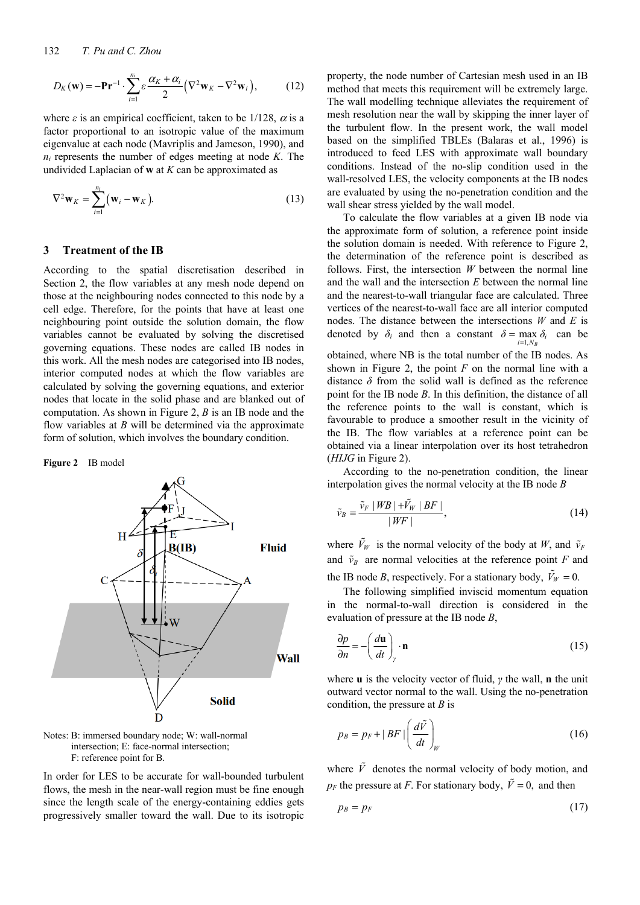$$D_K(\mathbf{w}) = -\mathbf{Pr}^{-1} \cdot \sum_{i=1}^{n_i} \varepsilon \frac{\alpha_K + \alpha_i}{2} \left( \nabla^2 \mathbf{w}_K - \nabla^2 \mathbf{w}_i \right), \tag{12}$$

where $\varepsilon$ is an empirical coefficient, taken to be 1/128, $\alpha$ is a factor proportional to an isotropic value of the maximum eigenvalue at each node (Mavriplis and Jameson, 1990), and $n_i$ represents the number of edges meeting at node $K$. The undivided Laplacian of **w** at $K$ can be approximated as

$$\nabla^2 \mathbf{w}_K = \sum_{i=1}^{n_i} \left( \mathbf{w}_i - \mathbf{w}_K \right). \tag{13}$$

## 3 Treatment of the IB

According to the spatial discretisation described in Section 2, the flow variables at any mesh node depend on those at the neighbouring nodes connected to this node by a cell edge. Therefore, for the points that have at least one neighbouring point outside the solution domain, the flow variables cannot be evaluated by solving the discretised governing equations. These nodes are called IB nodes in this work. All the mesh nodes are categorised into IB nodes, interior computed nodes at which the flow variables are calculated by solving the governing equations, and exterior nodes that locate in the solid phase and are blanked out of computation. As shown in Figure 2, $B$ is an IB node and the flow variables at $B$ will be determined via the approximate form of solution, which involves the boundary condition.

**Figure 2** IB model

Notes: B: immersed boundary node; W: wall-normal intersection; E: face-normal intersection; F: reference point for B.

In order for LES to be accurate for wall-bounded turbulent flows, the mesh in the near-wall region must be fine enough since the length scale of the energy-containing eddies gets progressively smaller toward the wall. Due to its isotropic property, the node number of Cartesian mesh used in an IB method that meets this requirement will be extremely large. The wall modelling technique alleviates the requirement of mesh resolution near the wall by skipping the inner layer of the turbulent flow. In the present work, the wall model based on the simplified TBLEs (Balaras et al., 1996) is introduced to feed LES with approximate wall boundary conditions. Instead of the no-slip condition used in the wall-resolved LES, the velocity components at the IB nodes are evaluated by using the no-penetration condition and the wall shear stress yielded by the wall model.

To calculate the flow variables at a given IB node via the approximate form of solution, a reference point inside the solution domain is needed. With reference to Figure 2, the determination of the reference point is described as follows. First, the intersection $W$ between the normal line and the wall and the intersection $E$ between the normal line and the nearest-to-wall triangular face are calculated. Three vertices of the nearest-to-wall face are all interior computed nodes. The distance between the intersections $W$ and $E$ is denoted by $\delta_i$ and then a constant $\delta = \max_{i=1,N_B} \delta_i$ can be obtained, where NB is the total number of the IB nodes. As shown in Figure 2, the point $F$ on the normal line with a distance $\delta$ from the solid wall is defined as the reference point for the IB node $B$. In this definition, the distance of all the reference points to the wall is constant, which is favourable to produce a smoother result in the vicinity of the IB. The flow variables at a reference point can be obtained via a linear interpolation over its host tetrahedron (*HIJG* in Figure 2).

According to the no-penetration condition, the linear interpolation gives the normal velocity at the IB node $B$

$$\tilde{v}_B = \frac{\tilde{v}_F \, |WB| + \tilde{V}_W \, |BF|}{|WF|}, \tag{14}$$

where $\tilde{V}_W$ is the normal velocity of the body at $W$, $\tilde{v}_F$ and $\tilde{v}_B$ are normal velocities at the reference point $F$ and the IB node $B$, respectively. For a stationary body, $\tilde{V}_W = 0$.

The following simplified inviscid momentum equation in the normal-to-wall direction is considered in the evaluation of pressure at the IB node $B$,

$$\frac{\partial p}{\partial n} = -\left( \frac{d\mathbf{u}}{dt} \right)_\gamma \cdot \mathbf{n} \tag{15}$$

where **u** is the velocity vector of fluid, $\gamma$ the wall, **n** the unit outward vector normal to the wall. Using the no-penetration condition, the pressure at $B$ is

$$p_B = p_F + |BF| \left( \frac{d\tilde{V}}{dt} \right)_W \tag{16}$$

where $\tilde{V}$ denotes the normal velocity of body motion, and $p_F$ the pressure at $F$. For stationary body, $\tilde{V} = 0$, and then

$$p_B = p_F \tag{17}$$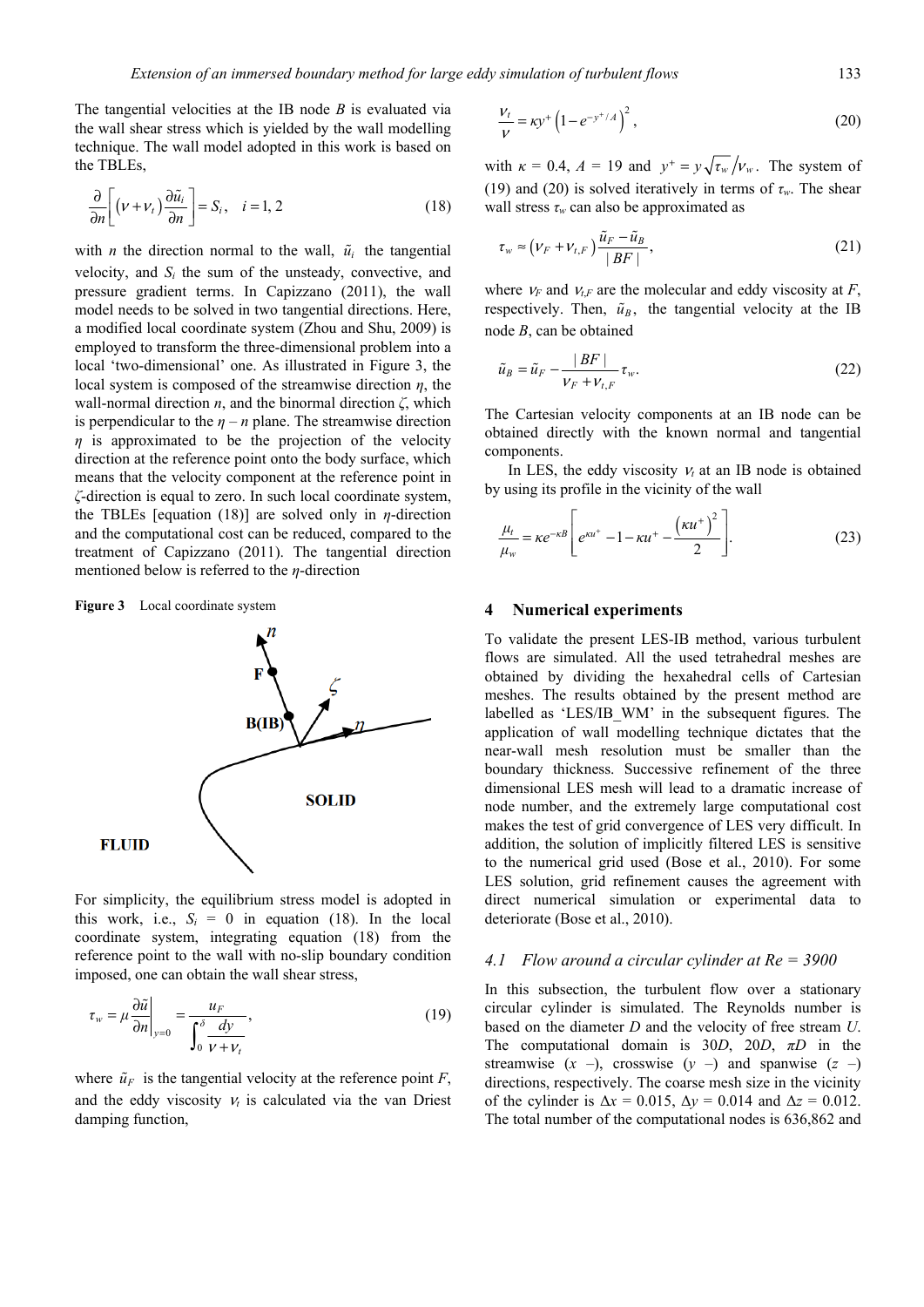The tangential velocities at the IB node *B* is evaluated via the wall shear stress which is yielded by the wall modelling technique. The wall model adopted in this work is based on the TBLEs,

$$\frac{\partial}{\partial n}\left[\left(\nu+\nu_t\right)\frac{\partial \tilde{u}_i}{\partial n}\right]=S_i, \quad i=1,2 \tag{18}$$

with *n* the direction normal to the wall, $\tilde{u}_i$ the tangential velocity, and $S_i$ the sum of the unsteady, convective, and pressure gradient terms. In Capizzano (2011), the wall model needs to be solved in two tangential directions. Here, a modified local coordinate system (Zhou and Shu, 2009) is employed to transform the three-dimensional problem into a local 'two-dimensional' one. As illustrated in Figure 3, the local system is composed of the streamwise direction $\eta$, the wall-normal direction *n*, and the binormal direction $\zeta$, which is perpendicular to the $\eta - n$ plane. The streamwise direction $\eta$ is approximated to be the projection of the velocity direction at the reference point onto the body surface, which means that the velocity component at the reference point in $\zeta$-direction is equal to zero. In such local coordinate system, the TBLEs [equation (18)] are solved only in $\eta$-direction and the computational cost can be reduced, compared to the treatment of Capizzano (2011). The tangential direction mentioned below is referred to the $\eta$-direction

**Figure 3** Local coordinate system

For simplicity, the equilibrium stress model is adopted in this work, i.e., $S_i = 0$ in equation (18). In the local coordinate system, integrating equation (18) from the reference point to the wall with no-slip boundary condition imposed, one can obtain the wall shear stress,

$$\tau_w=\mu\left.\frac{\partial \tilde{u}}{\partial n}\right|_{y=0}=\frac{u_F}{\int_0^\delta \frac{dy}{\nu+\nu_t}}, \tag{19}$$

where $\tilde{u}_F$ is the tangential velocity at the reference point *F*, and the eddy viscosity $\nu_t$ is calculated via the van Driest damping function,

$$\frac{\nu_t}{\nu}=\kappa y^+\left(1-e^{-y^+/A}\right)^2, \tag{20}$$

with $\kappa = 0.4$, $A = 19$ and $y^+ = y\sqrt{\tau_w}/\nu_w$. The system of (19) and (20) is solved iteratively in terms of $\tau_w$. The shear wall stress $\tau_w$ can also be approximated as

$$\tau_w \approx \left(\nu_F+\nu_{t,F}\right)\frac{\tilde{u}_F-\tilde{u}_B}{|BF|}, \tag{21}$$

where $\nu_F$ and $\nu_{t,F}$ are the molecular and eddy viscosity at *F*, respectively. Then, $\tilde{u}_B$, the tangential velocity at the IB node *B*, can be obtained

$$\tilde{u}_B=\tilde{u}_F-\frac{|BF|}{\nu_F+\nu_{t,F}}\tau_w. \tag{22}$$

The Cartesian velocity components at an IB node can be obtained directly with the known normal and tangential components.

In LES, the eddy viscosity $\nu_t$ at an IB node is obtained by using its profile in the vicinity of the wall

$$\frac{\mu_t}{\mu_w}=\kappa e^{-\kappa B}\left[e^{\kappa u^+}-1-\kappa u^+-\frac{\left(\kappa u^+\right)^2}{2}\right]. \tag{23}$$

## 4 Numerical experiments

To validate the present LES-IB method, various turbulent flows are simulated. All the used tetrahedral meshes are obtained by dividing the hexahedral cells of Cartesian meshes. The results obtained by the present method are labelled as 'LES/IB_WM' in the subsequent figures. The application of wall modelling technique dictates that the near-wall mesh resolution must be smaller than the boundary thickness. Successive refinement of the three dimensional LES mesh will lead to a dramatic increase of node number, and the extremely large computational cost makes the test of grid convergence of LES very difficult. In addition, the solution of implicitly filtered LES is sensitive to the numerical grid used (Bose et al., 2010). For some LES solution, grid refinement causes the agreement with direct numerical simulation or experimental data to deteriorate (Bose et al., 2010).

### *4.1 Flow around a circular cylinder at Re = 3900*

In this subsection, the turbulent flow over a stationary circular cylinder is simulated. The Reynolds number is based on the diameter *D* and the velocity of free stream *U*. The computational domain is 30*D*, 20*D*, $\pi D$ in the streamwise (*x* –), crosswise (*y* –) and spanwise (*z* –) directions, respectively. The coarse mesh size in the vicinity of the cylinder is $\Delta x = 0.015$, $\Delta y = 0.014$ and $\Delta z = 0.012$. The total number of the computational nodes is 636,862 and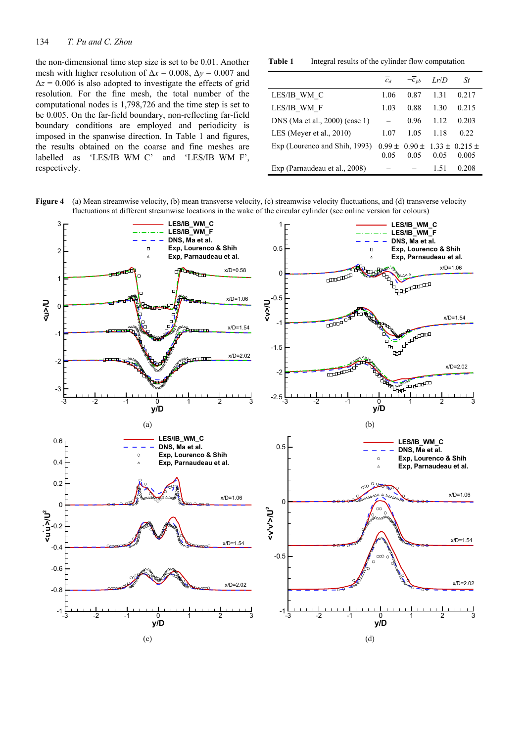the non-dimensional time step size is set to be 0.01. Another mesh with higher resolution of $\Delta x = 0.008$, $\Delta y = 0.007$ and $\Delta z = 0.006$ is also adopted to investigate the effects of grid resolution. For the fine mesh, the total number of the computational nodes is 1,798,726 and the time step is set to be 0.005. On the far-field boundary, non-reflecting far-field boundary conditions are employed and periodicity is imposed in the spanwise direction. In Table 1 and figures, the results obtained on the coarse and fine meshes are labelled as 'LES/IB_WM_C' and 'LES/IB_WM_F', respectively.

**Table 1** Integral results of the cylinder flow computation

| | $\bar{c}_d$ | $-\bar{c}_{pb}$ | $Lr/D$ | $St$ |
|---|---|---|---|---|
| LES/IB_WM_C | 1.06 | 0.87 | 1.31 | 0.217 |
| LES/IB_WM_F | 1.03 | 0.88 | 1.30 | 0.215 |
| DNS (Ma et al., 2000) (case 1) | – | 0.96 | 1.12 | 0.203 |
| LES (Meyer et al., 2010) | 1.07 | 1.05 | 1.18 | 0.22 |
| Exp (Lourenco and Shih, 1993) | 0.99 ± 0.05 | 0.90 ± 0.05 | 1.33 ± 0.05 | 0.215 ± 0.005 |
| Exp (Parnaudeau et al., 2008) | – | – | 1.51 | 0.208 |

**Figure 4** (a) Mean streamwise velocity, (b) mean transverse velocity, (c) streamwise velocity fluctuations, and (d) transverse velocity fluctuations at different streamwise locations in the wake of the circular cylinder (see online version for colours)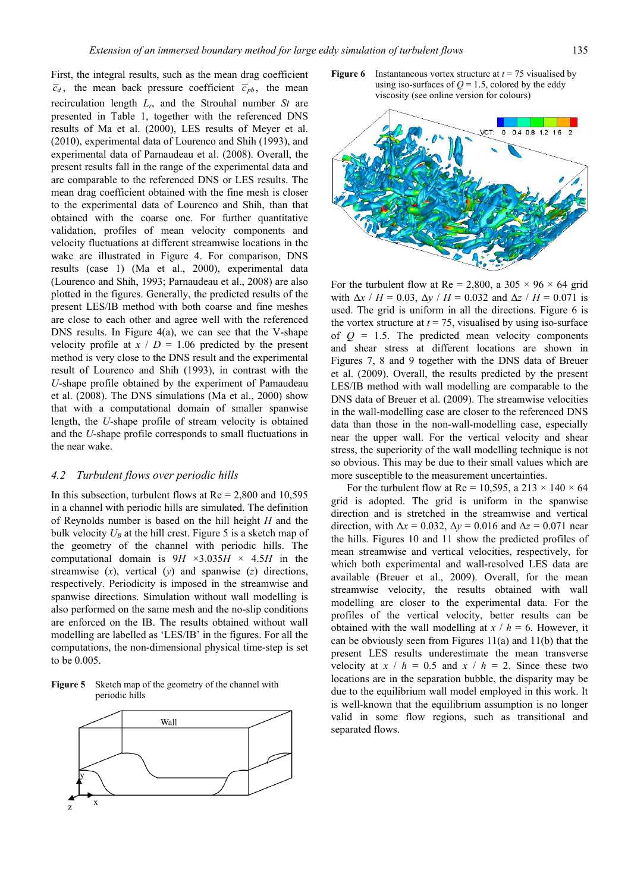First, the integral results, such as the mean drag coefficient $\bar{c}_d$, the mean back pressure coefficient $\bar{c}_{pb}$, the mean recirculation length $L_r$, and the Strouhal number $St$ are presented in Table 1, together with the referenced DNS results of Ma et al. (2000), LES results of Meyer et al. (2010), experimental data of Lourenco and Shih (1993), and experimental data of Parnaudeau et al. (2008). Overall, the present results fall in the range of the experimental data and are comparable to the referenced DNS or LES results. The mean drag coefficient obtained with the fine mesh is closer to the experimental data of Lourenco and Shih, than that obtained with the coarse one. For further quantitative validation, profiles of mean velocity components and velocity fluctuations at different streamwise locations in the wake are illustrated in Figure 4. For comparison, DNS results (case 1) (Ma et al., 2000), experimental data (Lourenco and Shih, 1993; Parnaudeau et al., 2008) are also plotted in the figures. Generally, the predicted results of the present LES/IB method with both coarse and fine meshes are close to each other and agree well with the referenced DNS results. In Figure 4(a), we can see that the V-shape velocity profile at $x / D = 1.06$ predicted by the present method is very close to the DNS result and the experimental result of Lourenco and Shih (1993), in contrast with the *U*-shape profile obtained by the experiment of Pamaudeau et al. (2008). The DNS simulations (Ma et al., 2000) show that with a computational domain of smaller spanwise length, the *U*-shape profile of stream velocity is obtained and the *U*-shape profile corresponds to small fluctuations in the near wake.

## 4.2 Turbulent flows over periodic hills

In this subsection, turbulent flows at Re = 2,800 and 10,595 in a channel with periodic hills are simulated. The definition of Reynolds number is based on the hill height $H$ and the bulk velocity $U_B$ at the hill crest. Figure 5 is a sketch map of the geometry of the channel with periodic hills. The computational domain is $9H \times 3.035H \times 4.5H$ in the streamwise ($x$), vertical ($y$) and spanwise ($z$) directions, respectively. Periodicity is imposed in the streamwise and spanwise directions. Simulation without wall modelling is also performed on the same mesh and the no-slip conditions are enforced on the IB. The results obtained without wall modelling are labelled as 'LES/IB' in the figures. For all the computations, the non-dimensional physical time-step is set to be 0.005.

**Figure 5** Sketch map of the geometry of the channel with periodic hills

**Figure 6** Instantaneous vortex structure at $t = 75$ visualised by using iso-surfaces of $Q = 1.5$, colored by the eddy viscosity (see online version for colours)

For the turbulent flow at Re = 2,800, a 305 × 96 × 64 grid with $\Delta x / H = 0.03$, $\Delta y / H = 0.032$ and $\Delta z / H = 0.071$ is used. The grid is uniform in all the directions. Figure 6 is the vortex structure at $t = 75$, visualised by using iso-surface of $Q = 1.5$. The predicted mean velocity components and shear stress at different locations are shown in Figures 7, 8 and 9 together with the DNS data of Breuer et al. (2009). Overall, the results predicted by the present LES/IB method with wall modelling are comparable to the DNS data of Breuer et al. (2009). The streamwise velocities in the wall-modelling case are closer to the referenced DNS data than those in the non-wall-modelling case, especially near the upper wall. For the vertical velocity and shear stress, the superiority of the wall modelling technique is not so obvious. This may be due to their small values which are more susceptible to the measurement uncertainties.

For the turbulent flow at Re = 10,595, a 213 × 140 × 64 grid is adopted. The grid is uniform in the spanwise direction and is stretched in the streamwise and vertical direction, with $\Delta x = 0.032$, $\Delta y = 0.016$ and $\Delta z = 0.071$ near the hills. Figures 10 and 11 show the predicted profiles of mean streamwise and vertical velocities, respectively, for which both experimental and wall-resolved LES data are available (Breuer et al., 2009). Overall, for the mean streamwise velocity, the results obtained with wall modelling are closer to the experimental data. For the profiles of the vertical velocity, better results can be obtained with the wall modelling at $x / h = 6$. However, it can be obviously seen from Figures 11(a) and 11(b) that the present LES results underestimate the mean transverse velocity at $x / h = 0.5$ and $x / h = 2$. Since these two locations are in the separation bubble, the disparity may be due to the equilibrium wall model employed in this work. It is well-known that the equilibrium assumption is no longer valid in some flow regions, such as transitional and separated flows.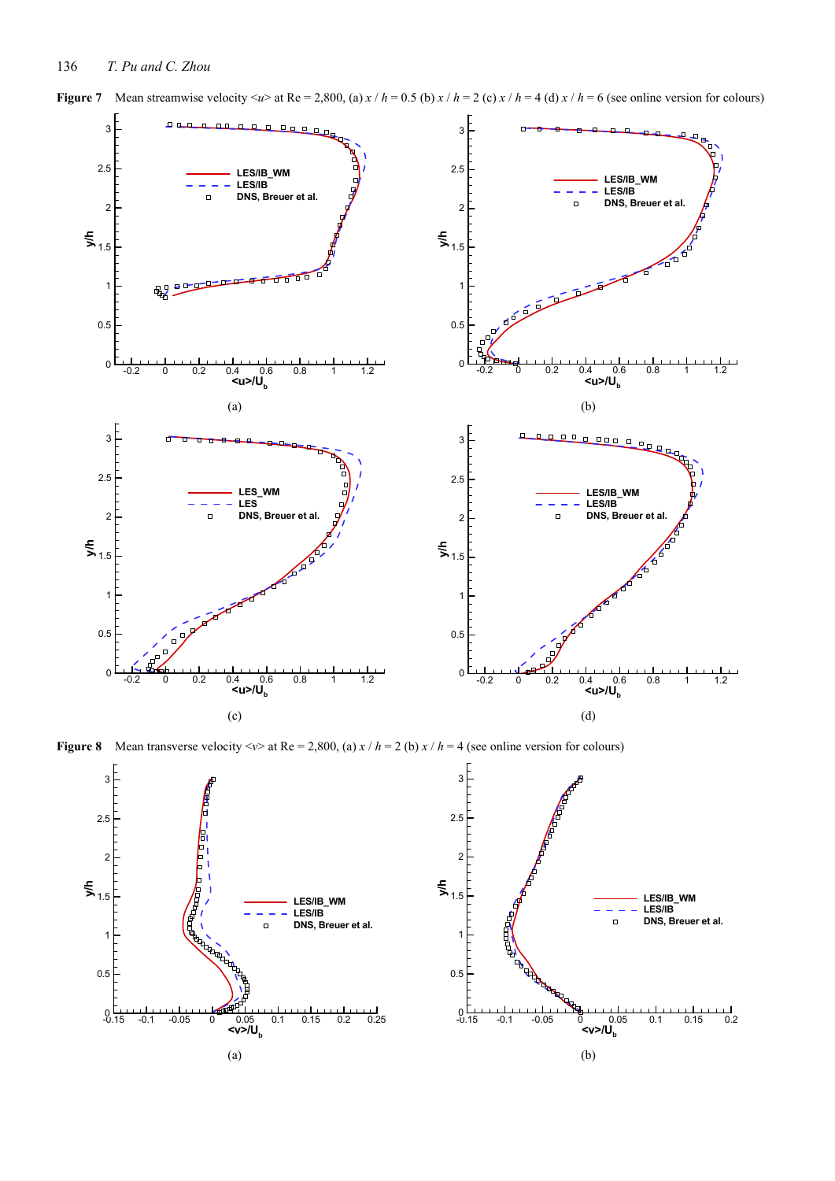**Figure 7** Mean streamwise velocity $<u>$ at Re = 2,800, (a) $x / h = 0.5$ (b) $x / h = 2$ (c) $x / h = 4$ (d) $x / h = 6$ (see online version for colours)

(a)

(b)

(c)

(d)

**Figure 8** Mean transverse velocity $<v>$ at Re = 2,800, (a) $x / h = 2$ (b) $x / h = 4$ (see online version for colours)

(a)

(b)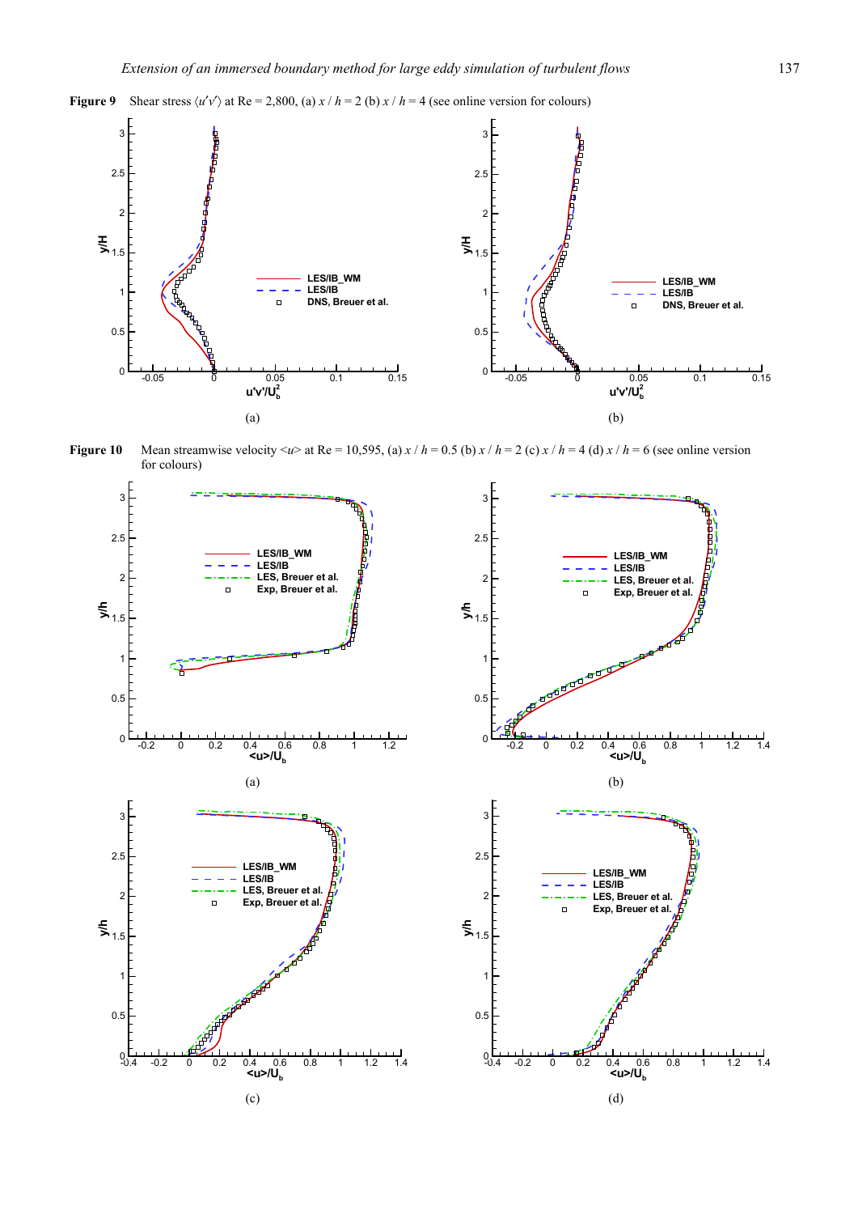**Figure 9** Shear stress $\langle u'v' \rangle$ at Re = 2,800, (a) $x / h = 2$ (b) $x / h = 4$ (see online version for colours)

**Figure 10** Mean streamwise velocity $\langle u \rangle$ at Re = 10,595, (a) $x / h = 0.5$ (b) $x / h = 2$ (c) $x / h = 4$ (d) $x / h = 6$ (see online version for colours)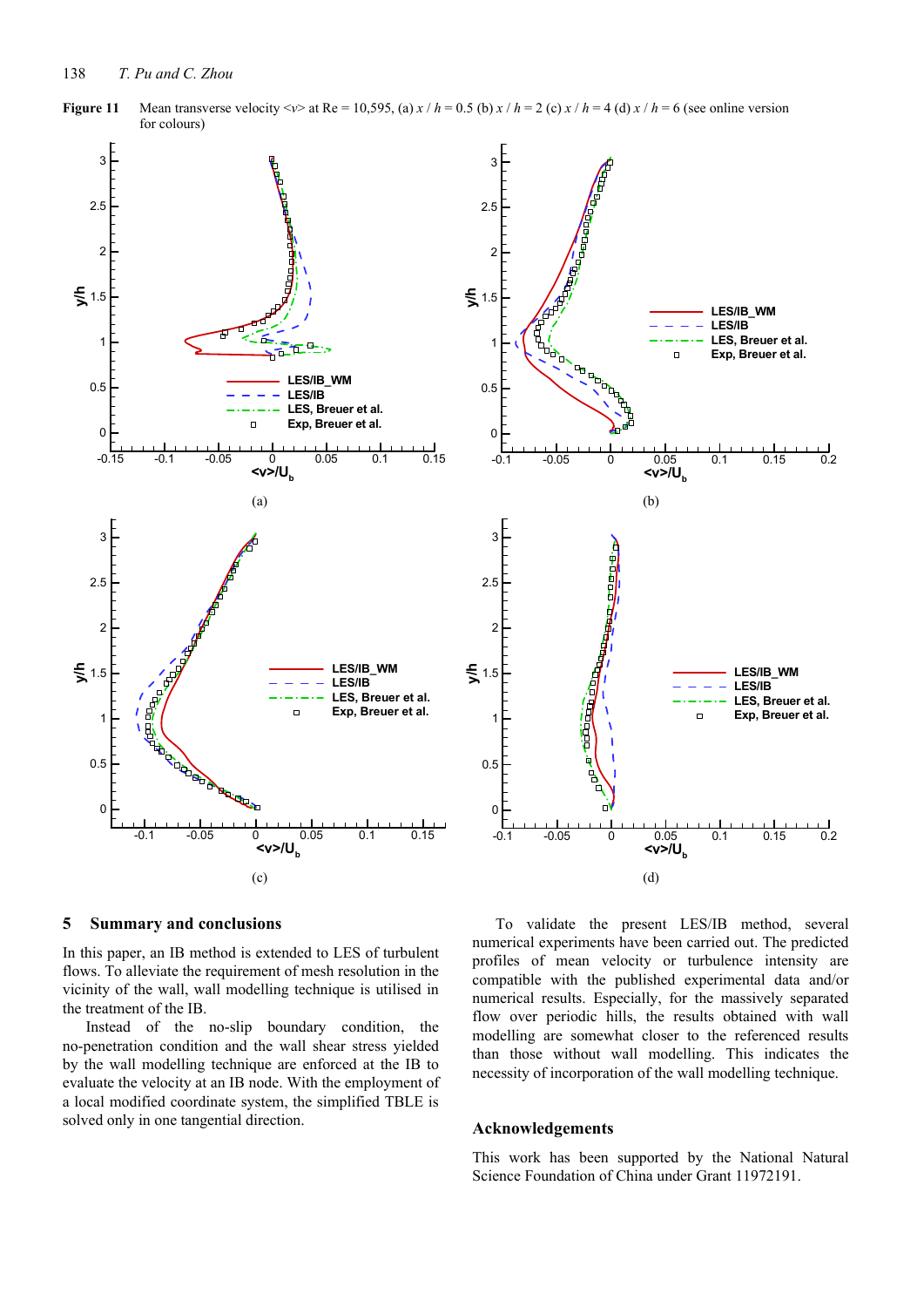**Figure 11** Mean transverse velocity $\langle v \rangle$ at Re = 10,595, (a) $x / h = 0.5$ (b) $x / h = 2$ (c) $x / h = 4$ (d) $x / h = 6$ (see online version for colours)

## 5 Summary and conclusions

In this paper, an IB method is extended to LES of turbulent flows. To alleviate the requirement of mesh resolution in the vicinity of the wall, wall modelling technique is utilised in the treatment of the IB.

Instead of the no-slip boundary condition, the no-penetration condition and the wall shear stress yielded by the wall modelling technique are enforced at the IB to evaluate the velocity at an IB node. With the employment of a local modified coordinate system, the simplified TBLE is solved only in one tangential direction.

To validate the present LES/IB method, several numerical experiments have been carried out. The predicted profiles of mean velocity or turbulence intensity are compatible with the published experimental data and/or numerical results. Especially, for the massively separated flow over periodic hills, the results obtained with wall modelling are somewhat closer to the referenced results than those without wall modelling. This indicates the necessity of incorporation of the wall modelling technique.

## Acknowledgements

This work has been supported by the National Natural Science Foundation of China under Grant 11972191.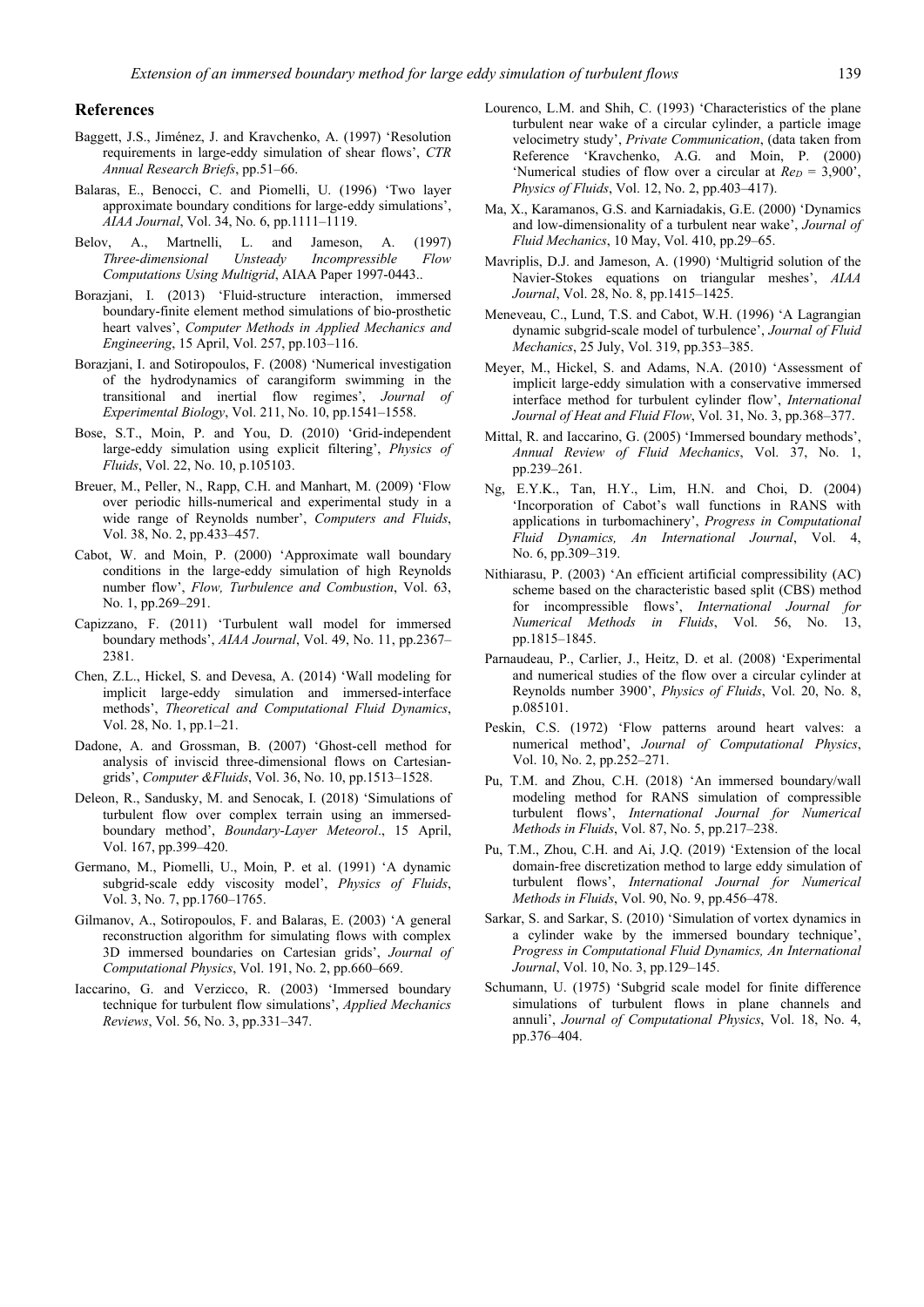## References

Baggett, J.S., Jiménez, J. and Kravchenko, A. (1997) 'Resolution requirements in large-eddy simulation of shear flows', *CTR Annual Research Briefs*, pp.51–66.

Balaras, E., Benocci, C. and Piomelli, U. (1996) 'Two layer approximate boundary conditions for large-eddy simulations', *AIAA Journal*, Vol. 34, No. 6, pp.1111–1119.

Belov, A., Martnelli, L. and Jameson, A. (1997) *Three-dimensional Unsteady Incompressible Flow Computations Using Multigrid*, AIAA Paper 1997-0443..

Borazjani, I. (2013) 'Fluid-structure interaction, immersed boundary-finite element method simulations of bio-prosthetic heart valves', *Computer Methods in Applied Mechanics and Engineering*, 15 April, Vol. 257, pp.103–116.

Borazjani, I. and Sotiropoulos, F. (2008) 'Numerical investigation of the hydrodynamics of carangiform swimming in the transitional and inertial flow regimes', *Journal of Experimental Biology*, Vol. 211, No. 10, pp.1541–1558.

Bose, S.T., Moin, P. and You, D. (2010) 'Grid-independent large-eddy simulation using explicit filtering', *Physics of Fluids*, Vol. 22, No. 10, p.105103.

Breuer, M., Peller, N., Rapp, C.H. and Manhart, M. (2009) 'Flow over periodic hills-numerical and experimental study in a wide range of Reynolds number', *Computers and Fluids*, Vol. 38, No. 2, pp.433–457.

Cabot, W. and Moin, P. (2000) 'Approximate wall boundary conditions in the large-eddy simulation of high Reynolds number flow', *Flow, Turbulence and Combustion*, Vol. 63, No. 1, pp.269–291.

Capizzano, F. (2011) 'Turbulent wall model for immersed boundary methods', *AIAA Journal*, Vol. 49, No. 11, pp.2367–2381.

Chen, Z.L., Hickel, S. and Devesa, A. (2014) 'Wall modeling for implicit large-eddy simulation and immersed-interface methods', *Theoretical and Computational Fluid Dynamics*, Vol. 28, No. 1, pp.1–21.

Dadone, A. and Grossman, B. (2007) 'Ghost-cell method for analysis of inviscid three-dimensional flows on Cartesian-grids', *Computer &Fluids*, Vol. 36, No. 10, pp.1513–1528.

Deleon, R., Sandusky, M. and Senocak, I. (2018) 'Simulations of turbulent flow over complex terrain using an immersed-boundary method', *Boundary-Layer Meteorol*., 15 April, Vol. 167, pp.399–420.

Germano, M., Piomelli, U., Moin, P. et al. (1991) 'A dynamic subgrid-scale eddy viscosity model', *Physics of Fluids*, Vol. 3, No. 7, pp.1760–1765.

Gilmanov, A., Sotiropoulos, F. and Balaras, E. (2003) 'A general reconstruction algorithm for simulating flows with complex 3D immersed boundaries on Cartesian grids', *Journal of Computational Physics*, Vol. 191, No. 2, pp.660–669.

Iaccarino, G. and Verzicco, R. (2003) 'Immersed boundary technique for turbulent flow simulations', *Applied Mechanics Reviews*, Vol. 56, No. 3, pp.331–347.

Lourenco, L.M. and Shih, C. (1993) 'Characteristics of the plane turbulent near wake of a circular cylinder, a particle image velocimetry study', *Private Communication*, (data taken from Reference 'Kravchenko, A.G. and Moin, P. (2000) 'Numerical studies of flow over a circular at $Re_D$ = 3,900', *Physics of Fluids*, Vol. 12, No. 2, pp.403–417).

Ma, X., Karamanos, G.S. and Karniadakis, G.E. (2000) 'Dynamics and low-dimensionality of a turbulent near wake', *Journal of Fluid Mechanics*, 10 May, Vol. 410, pp.29–65.

Mavriplis, D.J. and Jameson, A. (1990) 'Multigrid solution of the Navier-Stokes equations on triangular meshes', *AIAA Journal*, Vol. 28, No. 8, pp.1415–1425.

Meneveau, C., Lund, T.S. and Cabot, W.H. (1996) 'A Lagrangian dynamic subgrid-scale model of turbulence', *Journal of Fluid Mechanics*, 25 July, Vol. 319, pp.353–385.

Meyer, M., Hickel, S. and Adams, N.A. (2010) 'Assessment of implicit large-eddy simulation with a conservative immersed interface method for turbulent cylinder flow', *International Journal of Heat and Fluid Flow*, Vol. 31, No. 3, pp.368–377.

Mittal, R. and Iaccarino, G. (2005) 'Immersed boundary methods', *Annual Review of Fluid Mechanics*, Vol. 37, No. 1, pp.239–261.

Ng, E.Y.K., Tan, H.Y., Lim, H.N. and Choi, D. (2004) 'Incorporation of Cabot's wall functions in RANS with applications in turbomachinery', *Progress in Computational Fluid Dynamics, An International Journal*, Vol. 4, No. 6, pp.309–319.

Nithiarasu, P. (2003) 'An efficient artificial compressibility (AC) scheme based on the characteristic based split (CBS) method for incompressible flows', *International Journal for Numerical Methods in Fluids*, Vol. 56, No. 13, pp.1815–1845.

Parnaudeau, P., Carlier, J., Heitz, D. et al. (2008) 'Experimental and numerical studies of the flow over a circular cylinder at Reynolds number 3900', *Physics of Fluids*, Vol. 20, No. 8, p.085101.

Peskin, C.S. (1972) 'Flow patterns around heart valves: a numerical method', *Journal of Computational Physics*, Vol. 10, No. 2, pp.252–271.

Pu, T.M. and Zhou, C.H. (2018) 'An immersed boundary/wall modeling method for RANS simulation of compressible turbulent flows', *International Journal for Numerical Methods in Fluids*, Vol. 87, No. 5, pp.217–238.

Pu, T.M., Zhou, C.H. and Ai, J.Q. (2019) 'Extension of the local domain-free discretization method to large eddy simulation of turbulent flows', *International Journal for Numerical Methods in Fluids*, Vol. 90, No. 9, pp.456–478.

Sarkar, S. and Sarkar, S. (2010) 'Simulation of vortex dynamics in a cylinder wake by the immersed boundary technique', *Progress in Computational Fluid Dynamics, An International Journal*, Vol. 10, No. 3, pp.129–145.

Schumann, U. (1975) 'Subgrid scale model for finite difference simulations of turbulent flows in plane channels and annuli', *Journal of Computational Physics*, Vol. 18, No. 4, pp.376–404.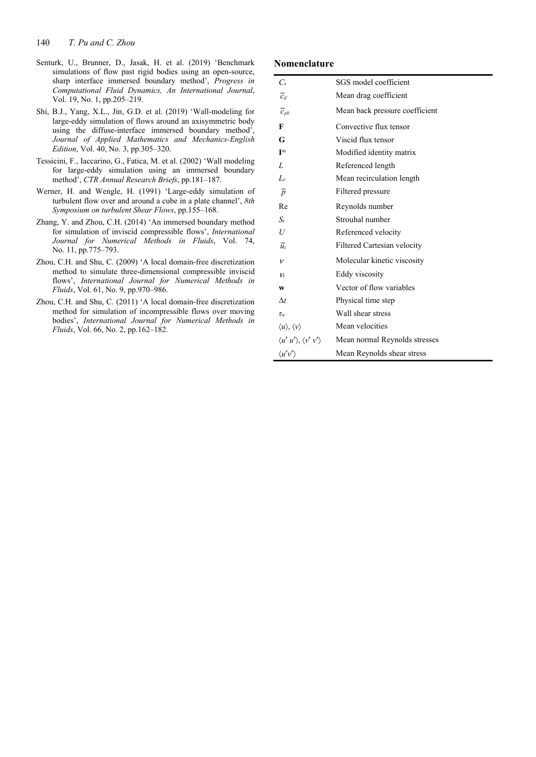Senturk, U., Brunner, D., Jasak, H. et al. (2019) 'Benchmark simulations of flow past rigid bodies using an open-source, sharp interface immersed boundary method', *Progress in Computational Fluid Dynamics, An International Journal*, Vol. 19, No. 1, pp.205–219.

Shi, B.J., Yang, X.L., Jin, G.D. et al. (2019) 'Wall-modeling for large-eddy simulation of flows around an axisymmetric body using the diffuse-interface immersed boundary method', *Journal of Applied Mathematics and Mechanics-English Edition*, Vol. 40, No. 3, pp.305–320.

Tessicini, F., Iaccarino, G., Fatica, M. et al. (2002) 'Wall modeling for large-eddy simulation using an immersed boundary method', *CTR Annual Research Briefs*, pp.181–187.

Werner, H. and Wengle, H. (1991) 'Large-eddy simulation of turbulent flow over and around a cube in a plate channel', *8th Symposium on turbulent Shear Flows*, pp.155–168.

Zhang, Y. and Zhou, C.H. (2014) 'An immersed boundary method for simulation of inviscid compressible flows', *International Journal for Numerical Methods in Fluids*, Vol. 74, No. 11, pp.775–793.

Zhou, C.H. and Shu, C. (2009) 'A local domain-free discretization method to simulate three-dimensional compressible inviscid flows', *International Journal for Numerical Methods in Fluids*, Vol. 61, No. 9, pp.970–986.

Zhou, C.H. and Shu, C. (2011) 'A local domain-free discretization method for incompressible flows over moving bodies', *International Journal for Numerical Methods in Fluids*, Vol. 66, No. 2, pp.162–182.

## Nomenclature

| | |
|---|---|
| $C_s$ | SGS model coefficient |
| $\overline{c}_d$ | Mean drag coefficient |
| $\overline{c}_{pb}$ | Mean back pressure coefficient |
| $\mathbf{F}$ | Convective flux tensor |
| $\mathbf{G}$ | Viscid flux tensor |
| $\mathbf{I}^m$ | Modified identity matrix |
| $L$ | Referenced length |
| $L_r$ | Mean recirculation length |
| $\overline{p}$ | Filtered pressure |
| Re | Reynolds number |
| $S_t$ | Strouhal number |
| $U$ | Referenced velocity |
| $\overline{u}_i$ | Filtered Cartesian velocity |
| $\nu$ | Molecular kinetic viscosity |
| $\nu_t$ | Eddy viscosity |
| $\mathbf{w}$ | Vector of flow variables |
| $\Delta t$ | Physical time step |
| $\tau_w$ | Wall shear stress |
| $\langle u \rangle$, $\langle v \rangle$ | Mean velocities |
| $\langle u' u' \rangle$, $\langle v' v' \rangle$ | Mean normal Reynolds stresses |
| $\langle u' v' \rangle$ | Mean Reynolds shear stress |